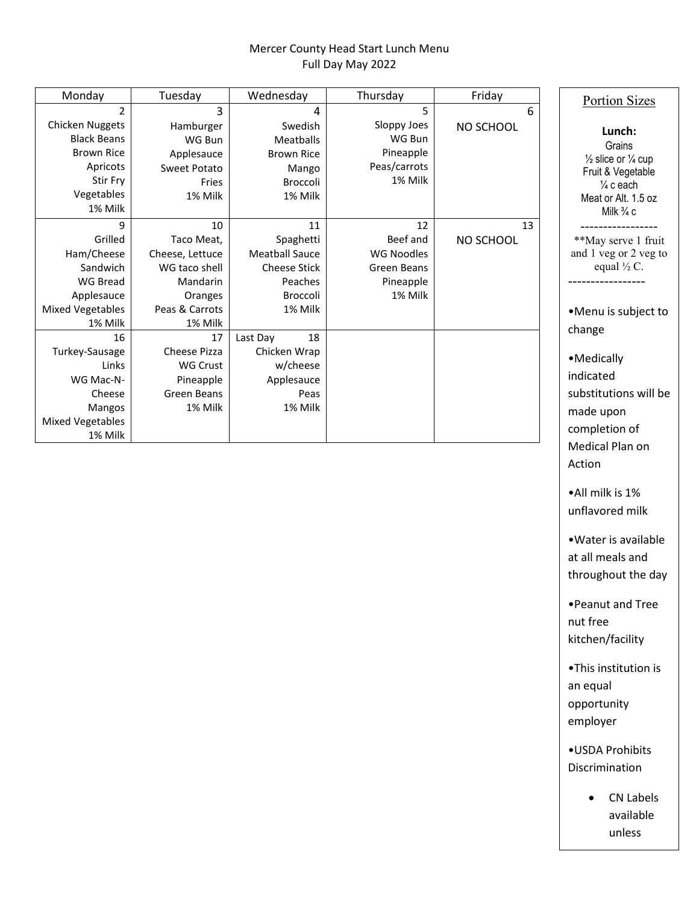Mercer County Head Start Lunch Menu
Full Day May 2022

| Monday | Tuesday | Wednesday | Thursday | Friday |
|---|---|---|---|---|
| 2<br>Chicken Nuggets<br>Black Beans<br>Brown Rice<br>Apricots<br>Stir Fry Vegetables<br>1% Milk | 3<br>Hamburger<br>WG Bun<br>Applesauce<br>Sweet Potato Fries<br>1% Milk | 4<br>Swedish Meatballs<br>Brown Rice<br>Mango<br>Broccoli<br>1% Milk | 5<br>Sloppy Joes<br>WG Bun<br>Pineapple<br>Peas/carrots<br>1% Milk | 6<br>NO SCHOOL |
| 9<br>Grilled Ham/Cheese Sandwich<br>WG Bread<br>Applesauce<br>Mixed Vegetables<br>1% Milk | 10<br>Taco Meat, Cheese, Lettuce<br>WG taco shell<br>Mandarin Oranges<br>Peas & Carrots<br>1% Milk | 11<br>Spaghetti<br>Meatball Sauce<br>Cheese Stick<br>Peaches<br>Broccoli<br>1% Milk | 12<br>Beef and WG Noodles<br>Green Beans<br>Pineapple<br>1% Milk | 13<br>NO SCHOOL |
| 16<br>Turkey-Sausage Links<br>WG Mac-N-Cheese<br>Mangos<br>Mixed Vegetables<br>1% Milk | 17<br>Cheese Pizza<br>WG Crust<br>Pineapple<br>Green Beans<br>1% Milk | Last Day 18<br>Chicken Wrap w/cheese<br>Applesauce<br>Peas<br>1% Milk | | |

## Portion Sizes

**Lunch:**
Grains
½ slice or ¼ cup
Fruit & Vegetable
¼ c each
Meat or Alt. 1.5 oz
Milk ¾ c

-----------------

**May serve 1 fruit and 1 veg or 2 veg to equal ½ C.

-----------------

- Menu is subject to change
- Medically indicated substitutions will be made upon completion of Medical Plan on Action
- All milk is 1% unflavored milk
- Water is available at all meals and throughout the day
- Peanut and Tree nut free kitchen/facility
- This institution is an equal opportunity employer
- USDA Prohibits Discrimination
  - CN Labels available unless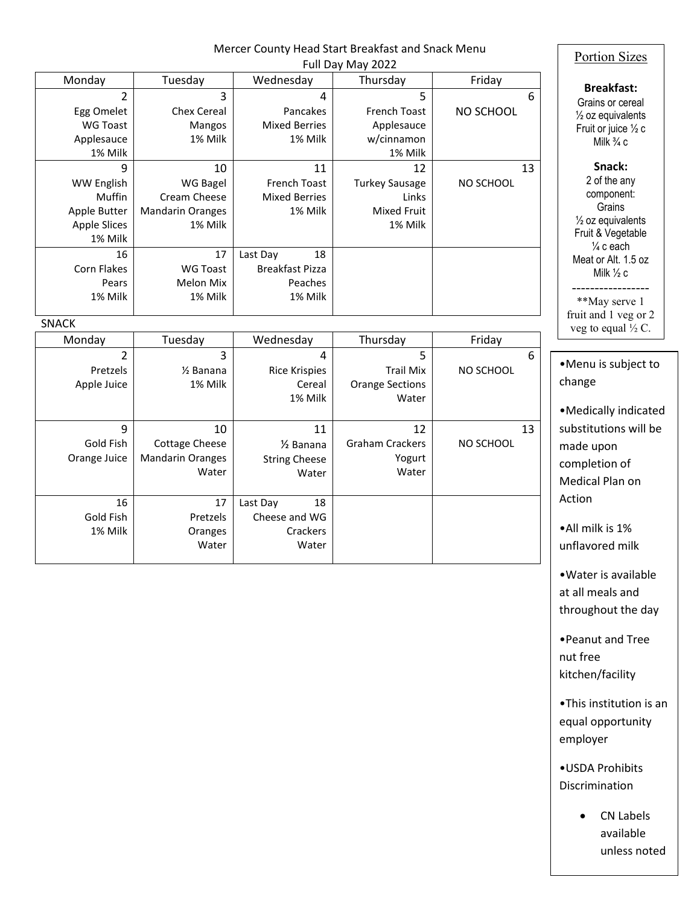# Mercer County Head Start Breakfast and Snack Menu

## Full Day May 2022

| Monday | Tuesday | Wednesday | Thursday | Friday |
|---|---|---|---|---|
| 2<br>Egg Omelet<br>WG Toast<br>Applesauce<br>1% Milk | 3<br>Chex Cereal<br>Mangos<br>1% Milk | 4<br>Pancakes<br>Mixed Berries<br>1% Milk | 5<br>French Toast<br>Applesauce w/cinnamon<br>1% Milk | 6<br>NO SCHOOL |
| 9<br>WW English Muffin<br>Apple Butter<br>Apple Slices<br>1% Milk | 10<br>WG Bagel<br>Cream Cheese<br>Mandarin Oranges<br>1% Milk | 11<br>French Toast<br>Mixed Berries<br>1% Milk | 12<br>Turkey Sausage Links<br>Mixed Fruit<br>1% Milk | 13<br>NO SCHOOL |
| 16<br>Corn Flakes<br>Pears<br>1% Milk | 17<br>WG Toast<br>Melon Mix<br>1% Milk | Last Day 18<br>Breakfast Pizza<br>Peaches<br>1% Milk | | |

SNACK

| Monday | Tuesday | Wednesday | Thursday | Friday |
|---|---|---|---|---|
| 2<br>Pretzels<br>Apple Juice | 3<br>½ Banana<br>1% Milk | 4<br>Rice Krispies Cereal<br>1% Milk | 5<br>Trail Mix<br>Orange Sections<br>Water | 6<br>NO SCHOOL |
| 9<br>Gold Fish<br>Orange Juice | 10<br>Cottage Cheese<br>Mandarin Oranges<br>Water | 11<br>½ Banana<br>String Cheese<br>Water | 12<br>Graham Crackers<br>Yogurt<br>Water | 13<br>NO SCHOOL |
| 16<br>Gold Fish<br>1% Milk | 17<br>Pretzels<br>Oranges<br>Water | Last Day 18<br>Cheese and WG Crackers<br>Water | | |

### Portion Sizes

**Breakfast:**
Grains or cereal
½ oz equivalents
Fruit or juice ½ c
Milk ¾ c

**Snack:**
2 of the any component:
Grains
½ oz equivalents
Fruit & Vegetable
¼ c each
Meat or Alt. 1.5 oz
Milk ½ c

---

**May serve 1 fruit and 1 veg or 2 veg to equal ½ C.

- Menu is subject to change
- Medically indicated substitutions will be made upon completion of Medical Plan on Action
- All milk is 1% unflavored milk
- Water is available at all meals and throughout the day
- Peanut and Tree nut free kitchen/facility
- This institution is an equal opportunity employer
- USDA Prohibits Discrimination
  - CN Labels available unless noted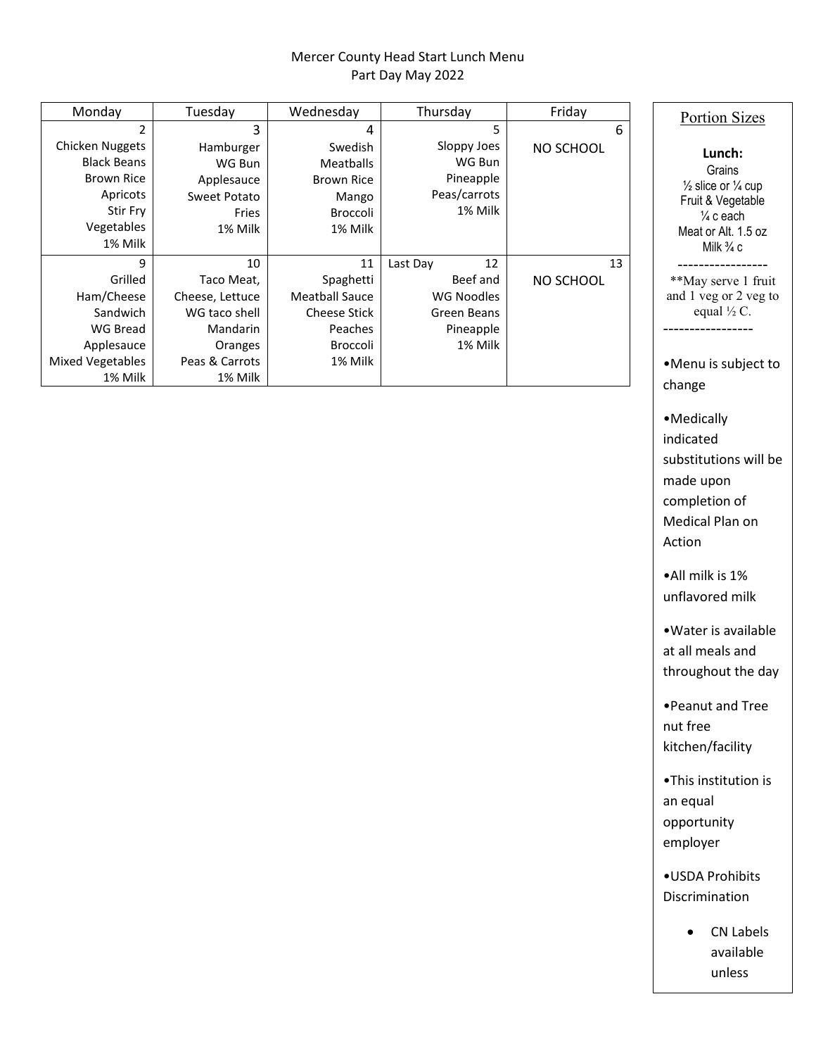Mercer County Head Start Lunch Menu
Part Day May 2022

| Monday | Tuesday | Wednesday | Thursday | Friday |
| --- | --- | --- | --- | --- |
| 2<br>Chicken Nuggets<br>Black Beans<br>Brown Rice<br>Apricots<br>Stir Fry Vegetables<br>1% Milk | 3<br>Hamburger<br>WG Bun<br>Applesauce<br>Sweet Potato Fries<br>1% Milk | 4<br>Swedish Meatballs<br>Brown Rice<br>Mango<br>Broccoli<br>1% Milk | 5<br>Sloppy Joes<br>WG Bun<br>Pineapple<br>Peas/carrots<br>1% Milk | 6<br>NO SCHOOL |
| 9<br>Grilled Ham/Cheese Sandwich<br>WG Bread<br>Applesauce<br>Mixed Vegetables<br>1% Milk | 10<br>Taco Meat, Cheese, Lettuce<br>WG taco shell<br>Mandarin Oranges<br>Peas & Carrots<br>1% Milk | 11<br>Spaghetti<br>Meatball Sauce<br>Cheese Stick<br>Peaches<br>Broccoli<br>1% Milk | Last Day 12<br>Beef and WG Noodles<br>Green Beans<br>Pineapple<br>1% Milk | 13<br>NO SCHOOL |

## Portion Sizes

**Lunch:**
Grains
½ slice or ¼ cup
Fruit & Vegetable
¼ c each
Meat or Alt. 1.5 oz
Milk ¾ c

-----------------

**May serve 1 fruit and 1 veg or 2 veg to equal ½ C.

-----------------

- Menu is subject to change
- Medically indicated substitutions will be made upon completion of Medical Plan on Action
- All milk is 1% unflavored milk
- Water is available at all meals and throughout the day
- Peanut and Tree nut free kitchen/facility
- This institution is an equal opportunity employer
- USDA Prohibits Discrimination
  - CN Labels available unless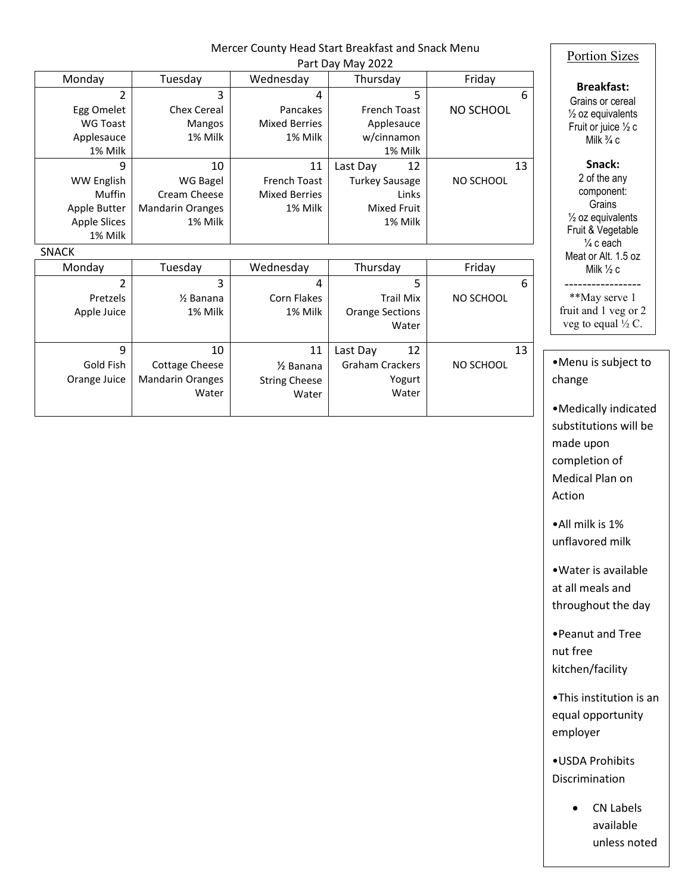# Mercer County Head Start Breakfast and Snack Menu

Part Day May 2022

| Monday | Tuesday | Wednesday | Thursday | Friday |
|---|---|---|---|---|
| 2<br>Egg Omelet<br>WG Toast<br>Applesauce<br>1% Milk | 3<br>Chex Cereal<br>Mangos<br>1% Milk | 4<br>Pancakes<br>Mixed Berries<br>1% Milk | 5<br>French Toast<br>Applesauce w/cinnamon<br>1% Milk | 6<br>NO SCHOOL |
| 9<br>WW English Muffin<br>Apple Butter<br>Apple Slices<br>1% Milk | 10<br>WG Bagel<br>Cream Cheese<br>Mandarin Oranges<br>1% Milk | 11<br>French Toast<br>Mixed Berries<br>1% Milk | Last Day 12<br>Turkey Sausage Links<br>Mixed Fruit<br>1% Milk | 13<br>NO SCHOOL |

SNACK

| Monday | Tuesday | Wednesday | Thursday | Friday |
|---|---|---|---|---|
| 2<br>Pretzels<br>Apple Juice | 3<br>½ Banana<br>1% Milk | 4<br>Corn Flakes<br>1% Milk | 5<br>Trail Mix<br>Orange Sections<br>Water | 6<br>NO SCHOOL |
| 9<br>Gold Fish<br>Orange Juice | 10<br>Cottage Cheese<br>Mandarin Oranges<br>Water | 11<br>½ Banana<br>String Cheese<br>Water | Last Day 12<br>Graham Crackers<br>Yogurt<br>Water | 13<br>NO SCHOOL |

## Portion Sizes

**Breakfast:**
Grains or cereal
½ oz equivalents
Fruit or juice ½ c
Milk ¾ c

**Snack:**
2 of the any component:
Grains
½ oz equivalents
Fruit & Vegetable
¼ c each
Meat or Alt. 1.5 oz
Milk ½ c

-----------------

**May serve 1 fruit and 1 veg or 2 veg to equal ½ C.

- Menu is subject to change
- Medically indicated substitutions will be made upon completion of Medical Plan on Action
- All milk is 1% unflavored milk
- Water is available at all meals and throughout the day
- Peanut and Tree nut free kitchen/facility
- This institution is an equal opportunity employer
- USDA Prohibits Discrimination
  - CN Labels available unless noted